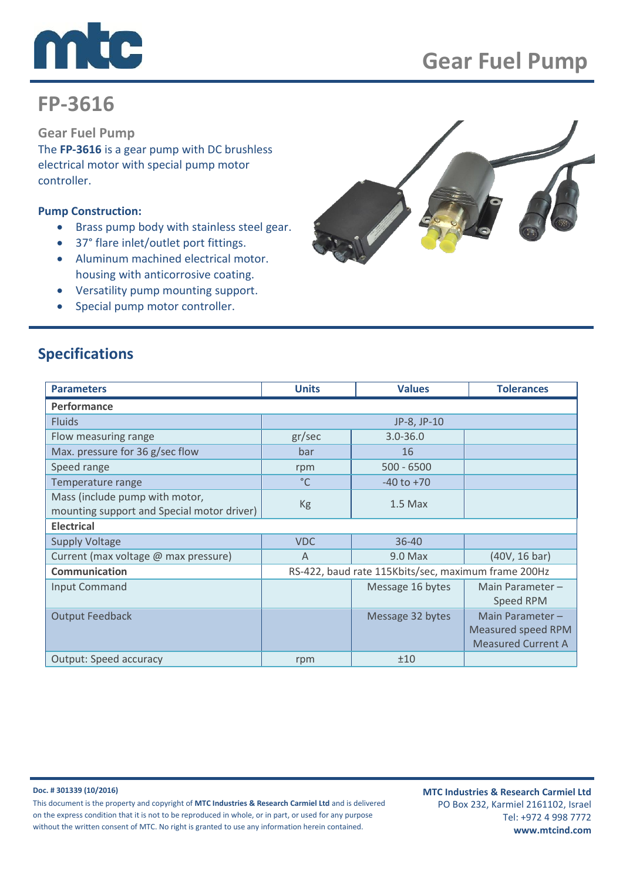# Gear Fuel Pump

## FP-3616

### Gear Fuel Pump

The **FP-3616** is a gear pump with DC brushless electrical motor with special pump motor controller.

**Pump Construction:**

- Brass pump body with stainless steel gear.
- 37° flare inlet/outlet port fittings.
- Aluminum machined electrical motor. housing with anticorrosive coating.
- Versatility pump mounting support.
- Special pump motor controller.

## Specifications

| Parameters | Units | Values | Tolerances |
|---|---|---|---|
| **Performance** | | | |
| Fluids | JP-8, JP-10 | | |
| Flow measuring range | gr/sec | 3.0-36.0 | |
| Max. pressure for 36 g/sec flow | bar | 16 | |
| Speed range | rpm | 500 - 6500 | |
| Temperature range | °C | -40 to +70 | |
| Mass (include pump with motor, mounting support and Special motor driver) | Kg | 1.5 Max | |
| **Electrical** | | | |
| Supply Voltage | VDC | 36-40 | |
| Current (max voltage @ max pressure) | A | 9.0 Max | (40V, 16 bar) |
| **Communication** | RS-422, baud rate 115Kbits/sec, maximum frame 200Hz | | |
| Input Command | | Message 16 bytes | Main Parameter – Speed RPM |
| Output Feedback | | Message 32 bytes | Main Parameter – Measured speed RPM Measured Current A |
| Output: Speed accuracy | rpm | ±10 | |

**Doc. # 301339 (10/2016)**

This document is the property and copyright of **MTC Industries & Research Carmiel Ltd** and is delivered on the express condition that it is not to be reproduced in whole, or in part, or used for any purpose without the written consent of MTC. No right is granted to use any information herein contained.

**MTC Industries & Research Carmiel Ltd**
PO Box 232, Karmiel 2161102, Israel
Tel: +972 4 998 7772
**www.mtcind.com**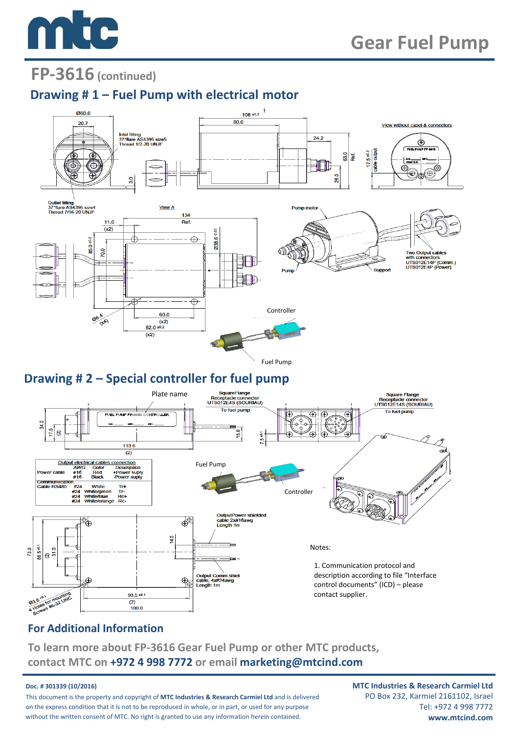# Gear Fuel Pump

## FP-3616 (continued)

### Drawing # 1 – Fuel Pump with electrical motor

Ø60.0
20.7
108 ±0.2
80.0
24.2
63.0
Ref.
26.0
3.0
17.5 ±0.3
cable output
View without cabel & connectors
Inlet fitting
37°flare AS4395 size5
Thread 1/2-20 UNJF
Outlet fitting
37°flare AS4396 size4
Thread 7/16-20 UNJF
View A
134
Ref.
11.0
(x2)
85.0 ±0.2
70.0
Ø38.6 -0.03
60.0
(x2)
82.0 ±0.2
(x2)
Ø6.4
(x4)
Pump motor
Pump
Support
Two Output cables
with connectors
UTS012E14P (Comm.)
UTS012E4P (Power)
Controller
Fuel Pump

### Drawing # 2 – Special controller for fuel pump

Plate name
FUEL PUMP FP-3616 CONTROLLER
SquareFlange
Receptacle connector
UTS012E4S (SOURIAU)
To fuel pump
Square Flange
Receptacle connector
UTS012E14S (SOURIAU)
To fuel pump
34.0
17.5
(2)
113.6
(2)
15.0
7.5 ±0.1

Output electrical cables connection

| | AWG | Color | Description |
|---|---|---|---|
| Power cable | #16 | Red | +Power suply |
| | #16 | Black | -Power suply |
| Communication Cable RS485 | #24 | White | Tr+ |
| | #24 | White/green | Tr- |
| | #24 | White/blue | Rc+ |
| | #24 | White/orange | Rc- |

Fuel Pump
Controller
OutputPower shielded
cable 2x#16awg
Length 1m
Output Comm shiel
cable, 4x#24awg
Length 1m
73.0
66.5 ±0.1
(2)
31.0
14.0
93.5 ±0.1
(2)
100.0
Ø3.6 ±0.1
4 Holes for mounting
Screws #6-32 UNC

Notes:

1. Communication protocol and description according to file "Interface control documents" (ICD) – please contact supplier.

## For Additional Information

**To learn more about FP-3616 Gear Fuel Pump or other MTC products, contact MTC on +972 4 998 7772 or email marketing@mtcind.com**

**Doc. # 301339 (10/2016)**

This document is the property and copyright of **MTC Industries & Research Carmiel Ltd** and is delivered on the express condition that it is not to be reproduced in whole, or in part, or used for any purpose without the written consent of MTC. No right is granted to use any information herein contained.

**MTC Industries & Research Carmiel Ltd**
PO Box 232, Karmiel 2161102, Israel
Tel: +972 4 998 7772
**www.mtcind.com**